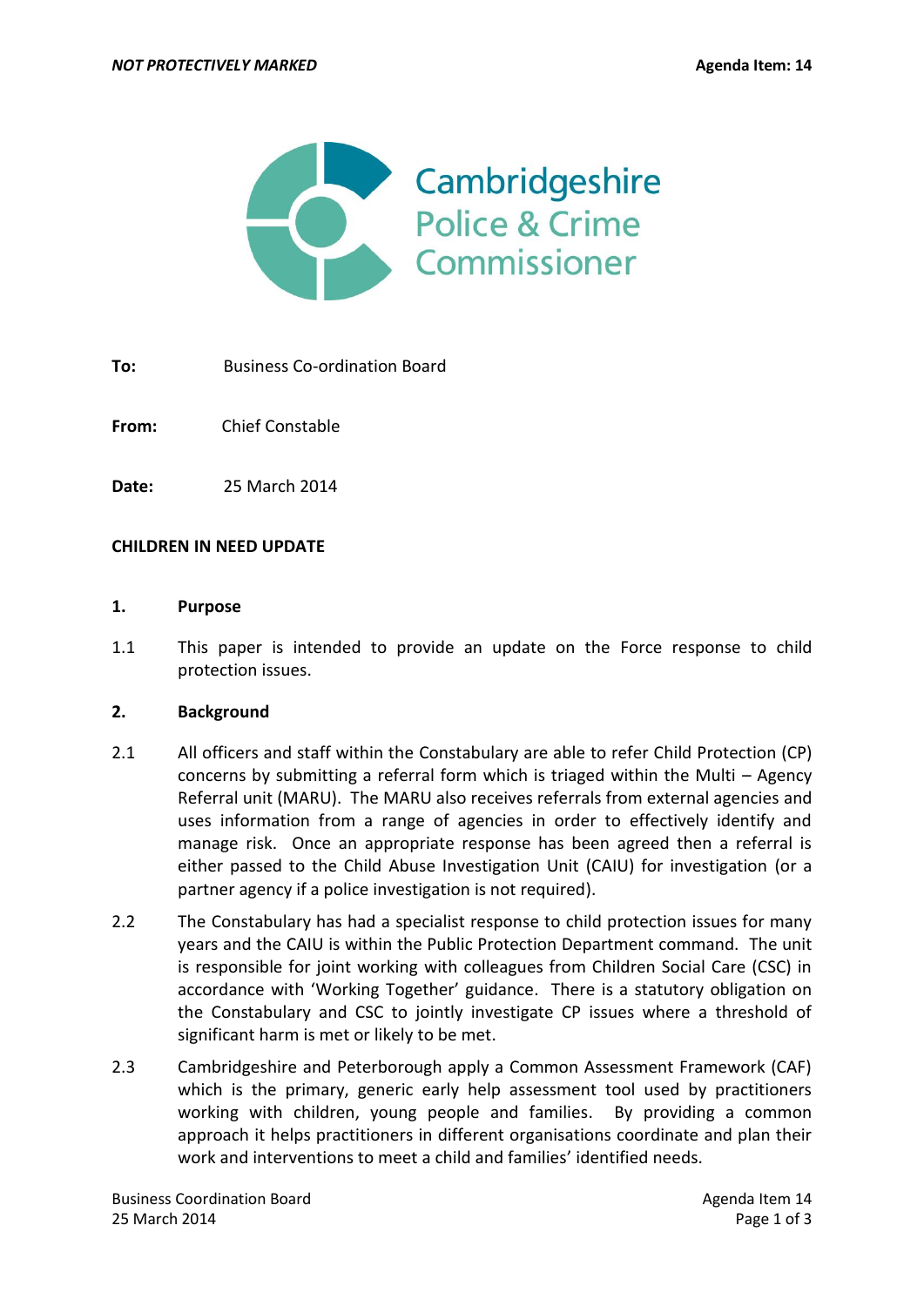*NOT PROTECTIVELY MARKED* **Agenda Item: 14**

Cambridgeshire Police & Crime Commissioner

**To:** Business Co-ordination Board

**From:** Chief Constable

**Date:** 25 March 2014

**CHILDREN IN NEED UPDATE**

## 1. Purpose

1.1 This paper is intended to provide an update on the Force response to child protection issues.

## 2. Background

2.1 All officers and staff within the Constabulary are able to refer Child Protection (CP) concerns by submitting a referral form which is triaged within the Multi – Agency Referral unit (MARU). The MARU also receives referrals from external agencies and uses information from a range of agencies in order to effectively identify and manage risk. Once an appropriate response has been agreed then a referral is either passed to the Child Abuse Investigation Unit (CAIU) for investigation (or a partner agency if a police investigation is not required).

2.2 The Constabulary has had a specialist response to child protection issues for many years and the CAIU is within the Public Protection Department command. The unit is responsible for joint working with colleagues from Children Social Care (CSC) in accordance with 'Working Together' guidance. There is a statutory obligation on the Constabulary and CSC to jointly investigate CP issues where a threshold of significant harm is met or likely to be met.

2.3 Cambridgeshire and Peterborough apply a Common Assessment Framework (CAF) which is the primary, generic early help assessment tool used by practitioners working with children, young people and families. By providing a common approach it helps practitioners in different organisations coordinate and plan their work and interventions to meet a child and families' identified needs.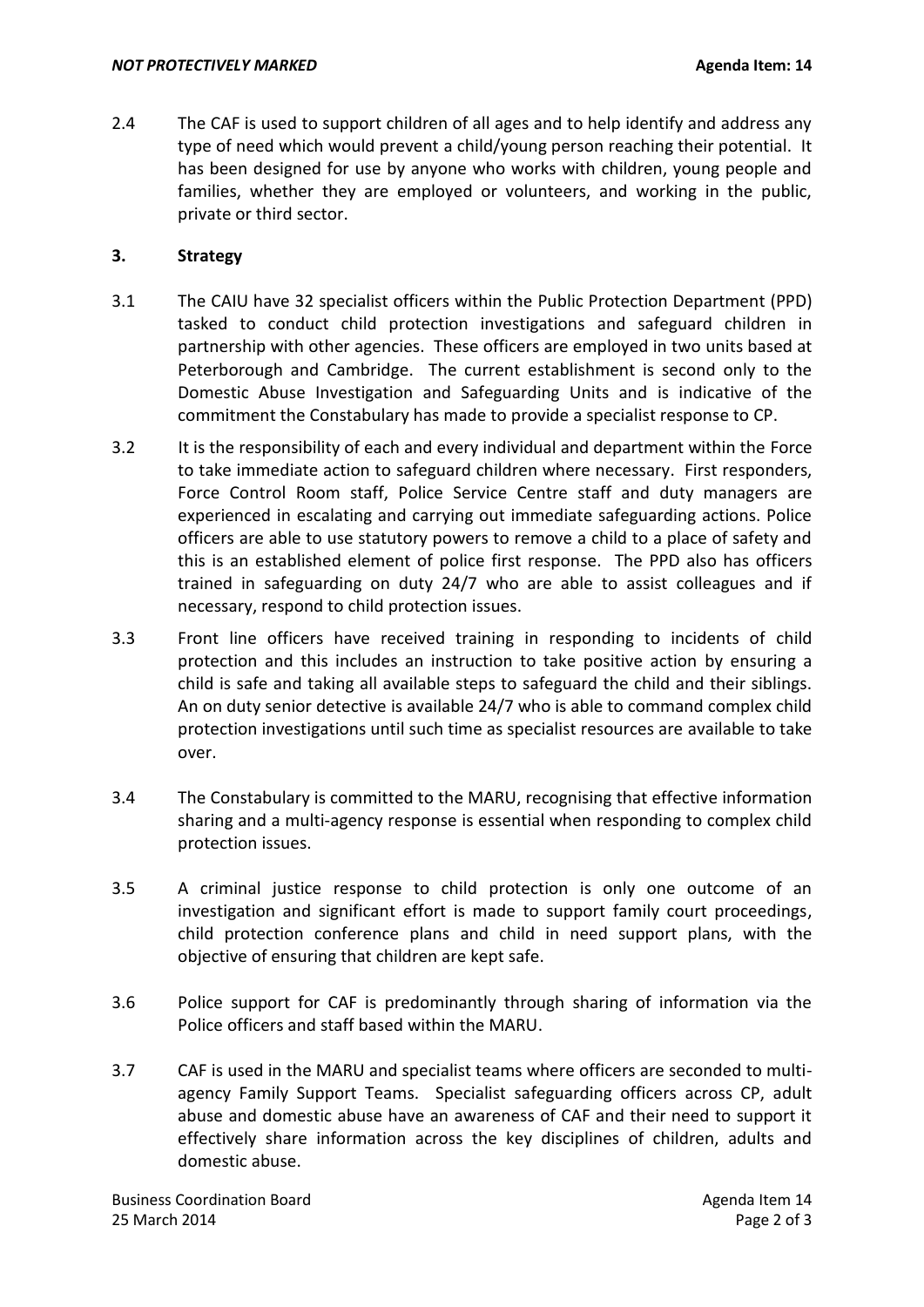2.4 The CAF is used to support children of all ages and to help identify and address any type of need which would prevent a child/young person reaching their potential. It has been designed for use by anyone who works with children, young people and families, whether they are employed or volunteers, and working in the public, private or third sector.

## 3. Strategy

3.1 The CAIU have 32 specialist officers within the Public Protection Department (PPD) tasked to conduct child protection investigations and safeguard children in partnership with other agencies. These officers are employed in two units based at Peterborough and Cambridge. The current establishment is second only to the Domestic Abuse Investigation and Safeguarding Units and is indicative of the commitment the Constabulary has made to provide a specialist response to CP.

3.2 It is the responsibility of each and every individual and department within the Force to take immediate action to safeguard children where necessary. First responders, Force Control Room staff, Police Service Centre staff and duty managers are experienced in escalating and carrying out immediate safeguarding actions. Police officers are able to use statutory powers to remove a child to a place of safety and this is an established element of police first response. The PPD also has officers trained in safeguarding on duty 24/7 who are able to assist colleagues and if necessary, respond to child protection issues.

3.3 Front line officers have received training in responding to incidents of child protection and this includes an instruction to take positive action by ensuring a child is safe and taking all available steps to safeguard the child and their siblings. An on duty senior detective is available 24/7 who is able to command complex child protection investigations until such time as specialist resources are available to take over.

3.4 The Constabulary is committed to the MARU, recognising that effective information sharing and a multi-agency response is essential when responding to complex child protection issues.

3.5 A criminal justice response to child protection is only one outcome of an investigation and significant effort is made to support family court proceedings, child protection conference plans and child in need support plans, with the objective of ensuring that children are kept safe.

3.6 Police support for CAF is predominantly through sharing of information via the Police officers and staff based within the MARU.

3.7 CAF is used in the MARU and specialist teams where officers are seconded to multi-agency Family Support Teams. Specialist safeguarding officers across CP, adult abuse and domestic abuse have an awareness of CAF and their need to support it effectively share information across the key disciplines of children, adults and domestic abuse.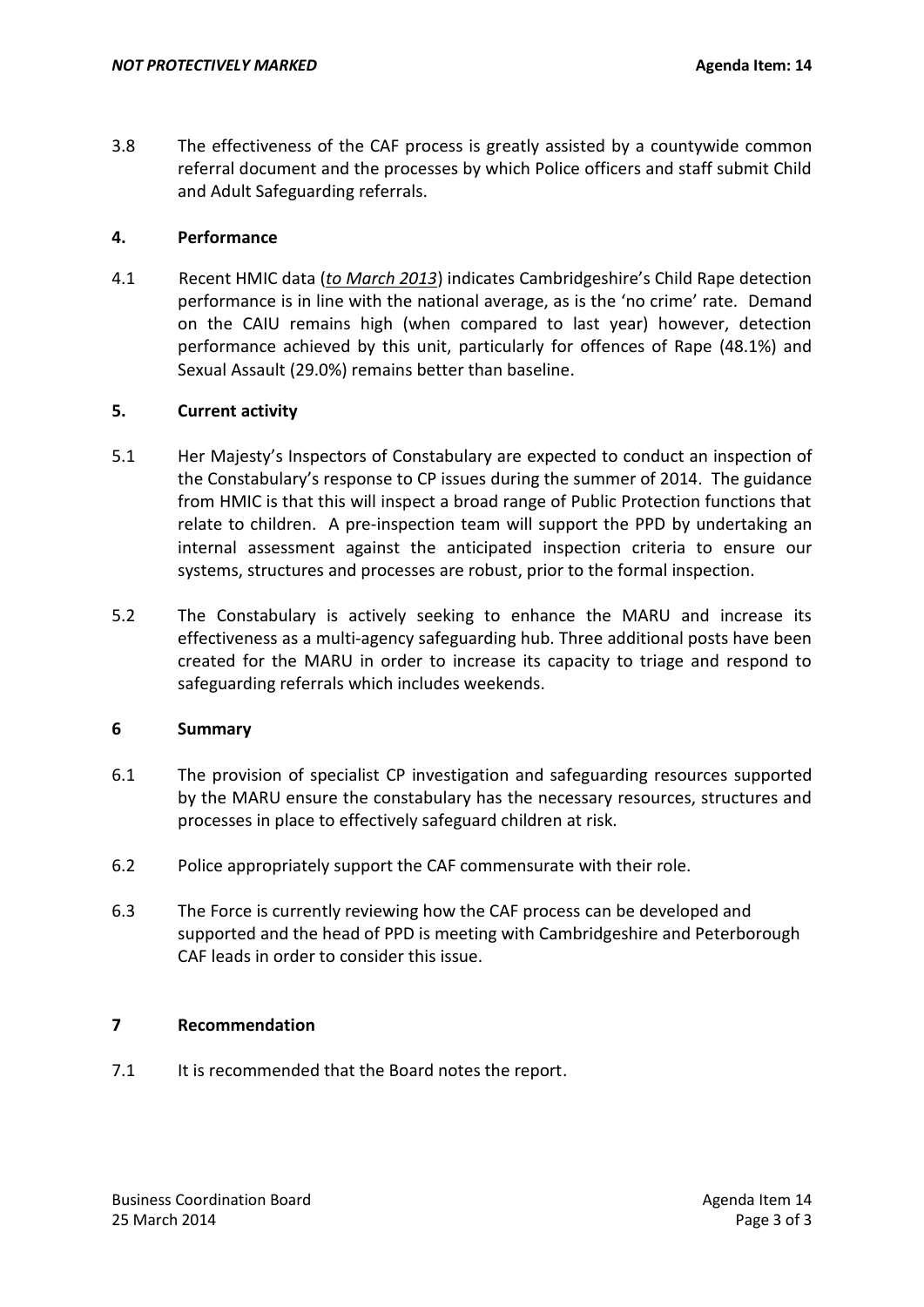3.8 The effectiveness of the CAF process is greatly assisted by a countywide common referral document and the processes by which Police officers and staff submit Child and Adult Safeguarding referrals.

## 4. Performance

4.1 Recent HMIC data (*to March 2013*) indicates Cambridgeshire's Child Rape detection performance is in line with the national average, as is the 'no crime' rate. Demand on the CAIU remains high (when compared to last year) however, detection performance achieved by this unit, particularly for offences of Rape (48.1%) and Sexual Assault (29.0%) remains better than baseline.

## 5. Current activity

5.1 Her Majesty's Inspectors of Constabulary are expected to conduct an inspection of the Constabulary's response to CP issues during the summer of 2014. The guidance from HMIC is that this will inspect a broad range of Public Protection functions that relate to children. A pre-inspection team will support the PPD by undertaking an internal assessment against the anticipated inspection criteria to ensure our systems, structures and processes are robust, prior to the formal inspection.

5.2 The Constabulary is actively seeking to enhance the MARU and increase its effectiveness as a multi-agency safeguarding hub. Three additional posts have been created for the MARU in order to increase its capacity to triage and respond to safeguarding referrals which includes weekends.

## 6 Summary

6.1 The provision of specialist CP investigation and safeguarding resources supported by the MARU ensure the constabulary has the necessary resources, structures and processes in place to effectively safeguard children at risk.

6.2 Police appropriately support the CAF commensurate with their role.

6.3 The Force is currently reviewing how the CAF process can be developed and supported and the head of PPD is meeting with Cambridgeshire and Peterborough CAF leads in order to consider this issue.

## 7 Recommendation

7.1 It is recommended that the Board notes the report.